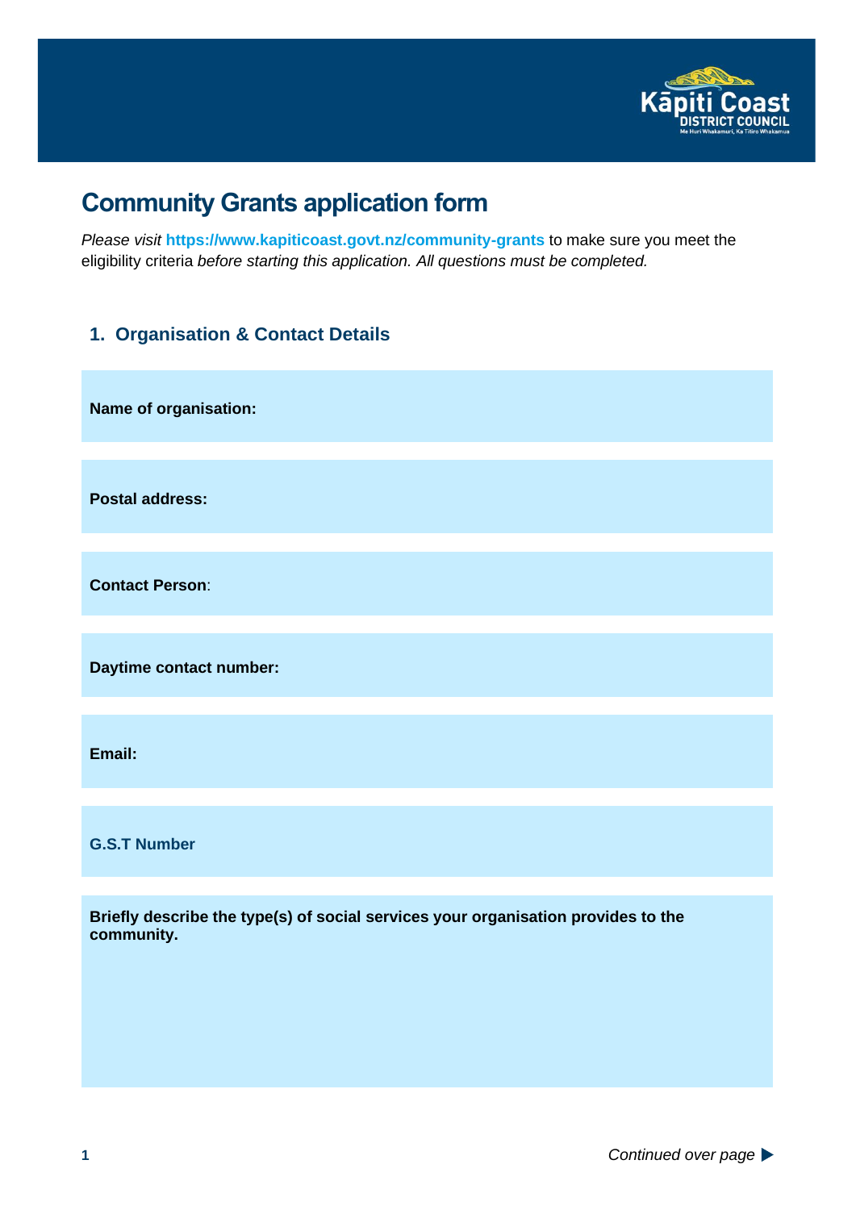# Community Grants application form

*Please visit* **https://www.kapiticoast.govt.nz/community-grants** to make sure you meet the eligibility criteria *before starting this application. All questions must be completed.*

## 1. Organisation & Contact Details

**Name of organisation:**

**Postal address:**

**Contact Person**:

**Daytime contact number:**

**Email:**

**G.S.T Number**

**Briefly describe the type(s) of social services your organisation provides to the community.**

*Continued over page* ▶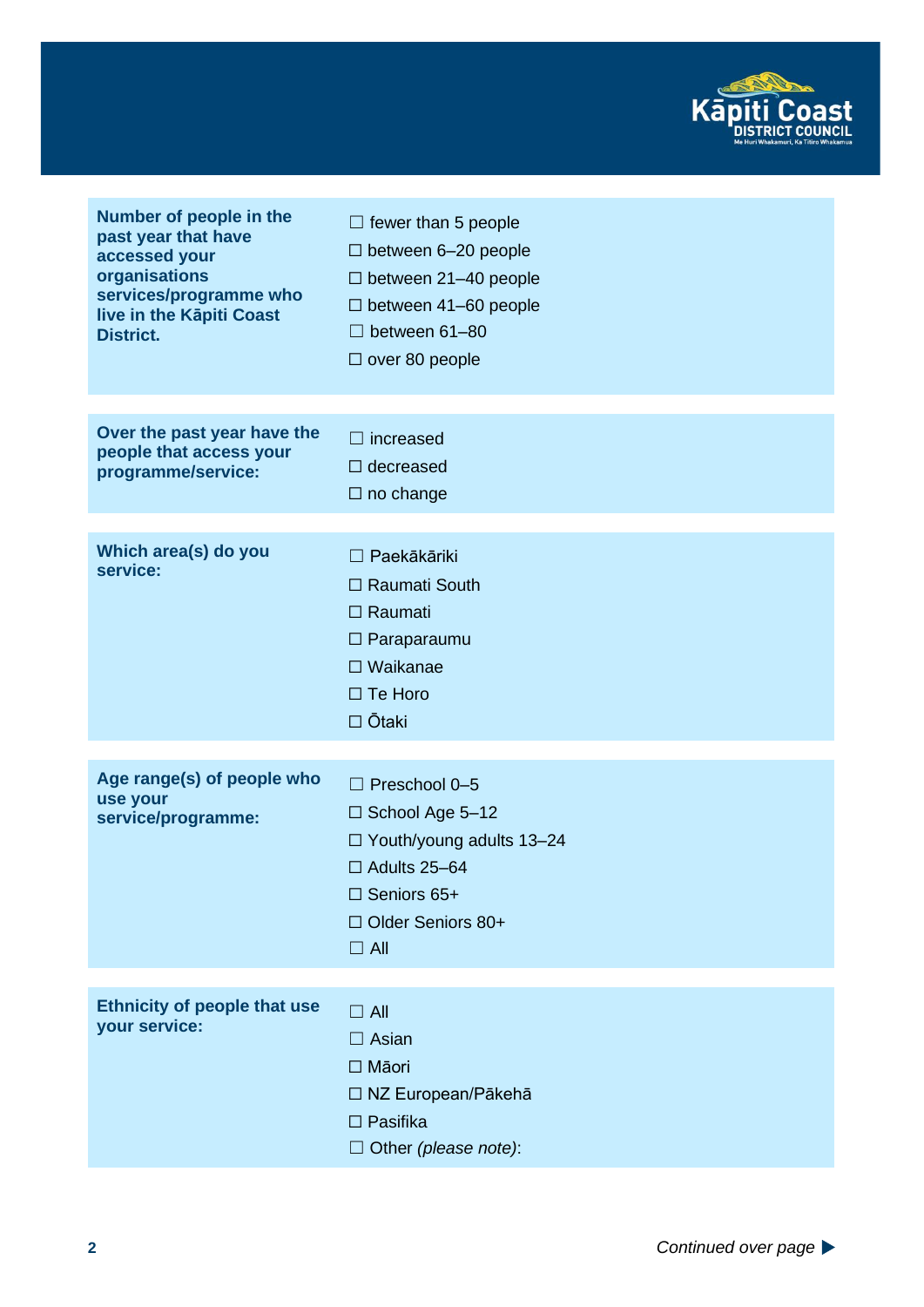| | |
|---|---|
| **Number of people in the past year that have accessed your organisations services/programme who live in the Kāpiti Coast District.** | ☐ fewer than 5 people<br>☐ between 6–20 people<br>☐ between 21–40 people<br>☐ between 41–60 people<br>☐ between 61–80<br>☐ over 80 people |

| | |
|---|---|
| **Over the past year have the people that access your programme/service:** | ☐ increased<br>☐ decreased<br>☐ no change |

| | |
|---|---|
| **Which area(s) do you service:** | ☐ Paekākāriki<br>☐ Raumati South<br>☐ Raumati<br>☐ Paraparaumu<br>☐ Waikanae<br>☐ Te Horo<br>☐ Ōtaki |

| | |
|---|---|
| **Age range(s) of people who use your service/programme:** | ☐ Preschool 0–5<br>☐ School Age 5–12<br>☐ Youth/young adults 13–24<br>☐ Adults 25–64<br>☐ Seniors 65+<br>☐ Older Seniors 80+<br>☐ All |

| | |
|---|---|
| **Ethnicity of people that use your service:** | ☐ All<br>☐ Asian<br>☐ Māori<br>☐ NZ European/Pākehā<br>☐ Pasifika<br>☐ Other *(please note)*: |

*Continued over page* ▶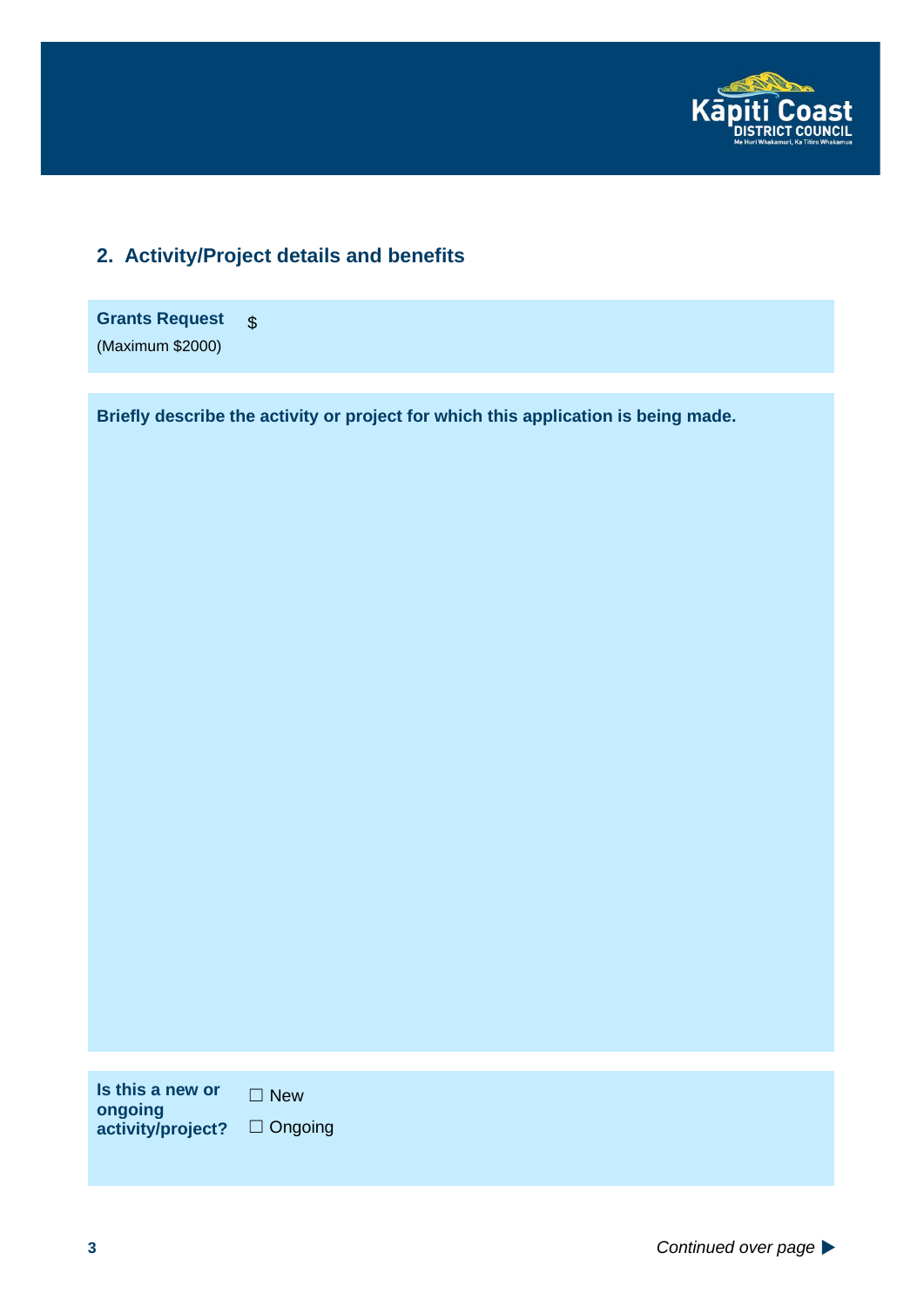## 2. Activity/Project details and benefits

| **Grants Request** (Maximum $2000) | $ |
|---|---|

**Briefly describe the activity or project for which this application is being made.**

| **Is this a new or ongoing activity/project?** | ☐ New<br>☐ Ongoing |
|---|---|

*Continued over page* ▶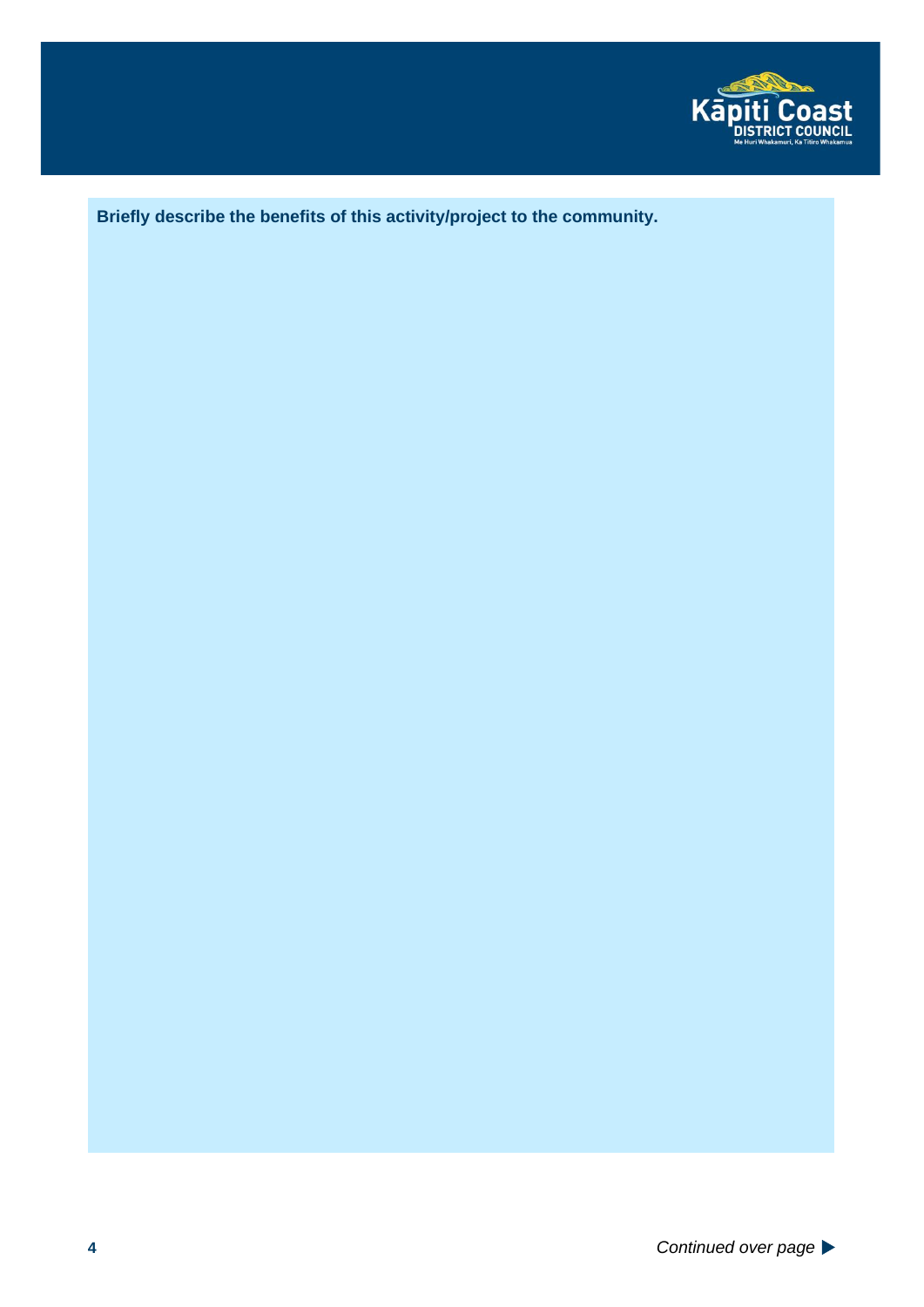**Briefly describe the benefits of this activity/project to the community.**

*Continued over page* ▶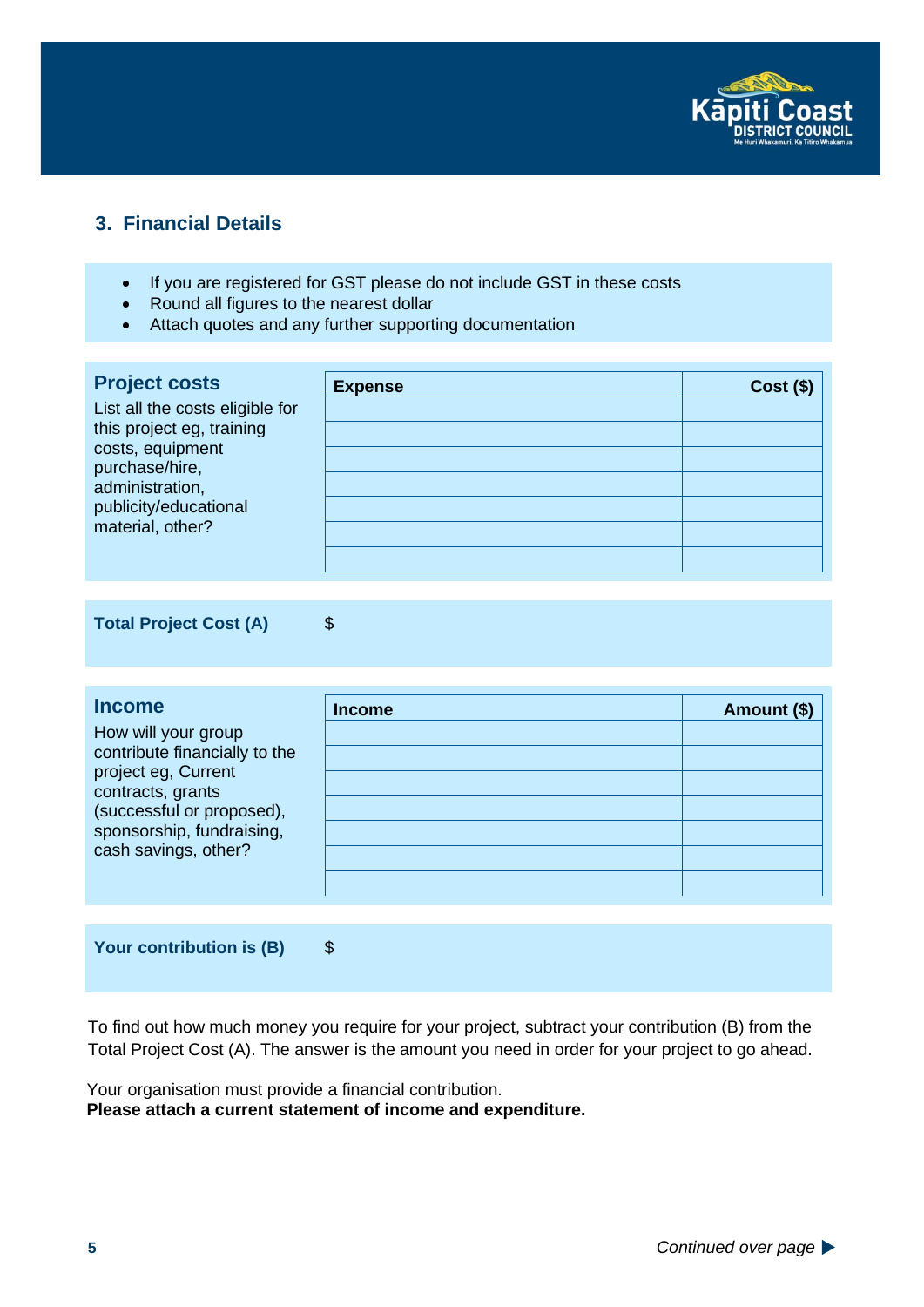## 3. Financial Details

- If you are registered for GST please do not include GST in these costs
- Round all figures to the nearest dollar
- Attach quotes and any further supporting documentation

### Project costs

List all the costs eligible for this project eg, training costs, equipment purchase/hire, administration, publicity/educational material, other?

| Expense | Cost ($) |
|---|---|
| | |
| | |
| | |
| | |
| | |
| | |
| | |

**Total Project Cost (A)** $

### Income

How will your group contribute financially to the project eg, Current contracts, grants (successful or proposed), sponsorship, fundraising, cash savings, other?

| Income | Amount ($) |
|---|---|
| | |
| | |
| | |
| | |
| | |
| | |
| | |

**Your contribution is (B)** $

To find out how much money you require for your project, subtract your contribution (B) from the Total Project Cost (A). The answer is the amount you need in order for your project to go ahead.

Your organisation must provide a financial contribution.
**Please attach a current statement of income and expenditure.**

*Continued over page* ▶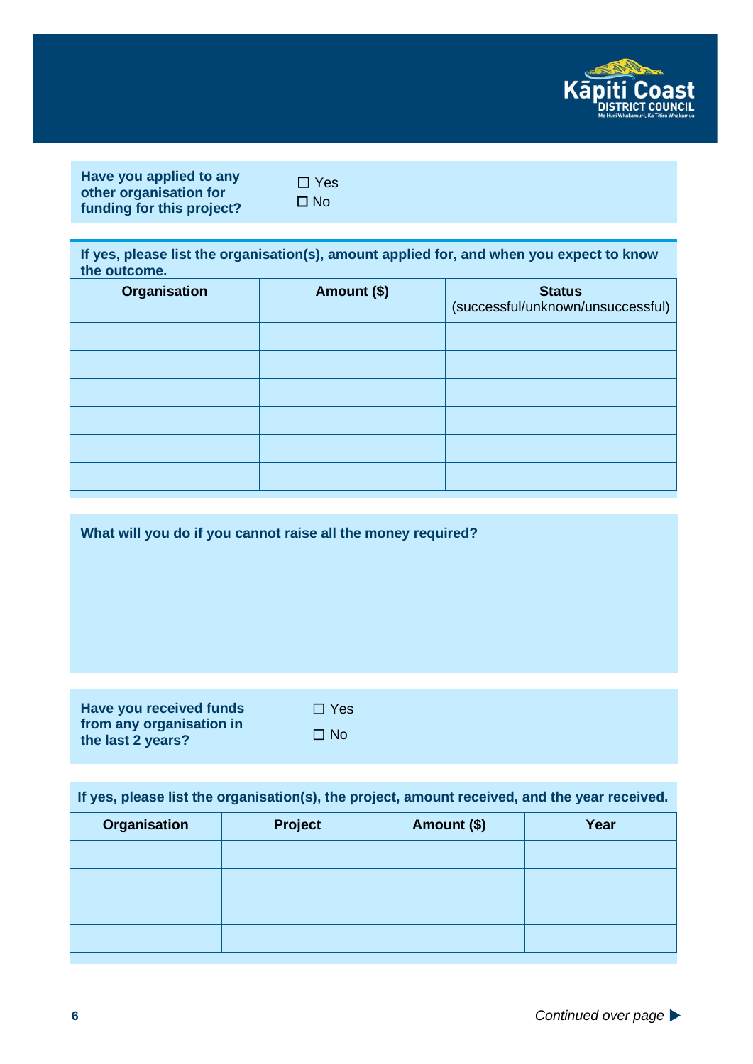**Have you applied to any other organisation for funding for this project?**

☐ Yes
☐ No

**If yes, please list the organisation(s), amount applied for, and when you expect to know the outcome.**

| Organisation | Amount ($) | Status (successful/unknown/unsuccessful) |
|---|---|---|
| | | |
| | | |
| | | |
| | | |
| | | |
| | | |

**What will you do if you cannot raise all the money required?**

**Have you received funds from any organisation in the last 2 years?**

☐ Yes
☐ No

**If yes, please list the organisation(s), the project, amount received, and the year received.**

| Organisation | Project | Amount ($) | Year |
|---|---|---|---|
| | | | |
| | | | |
| | | | |
| | | | |

*Continued over page* ▶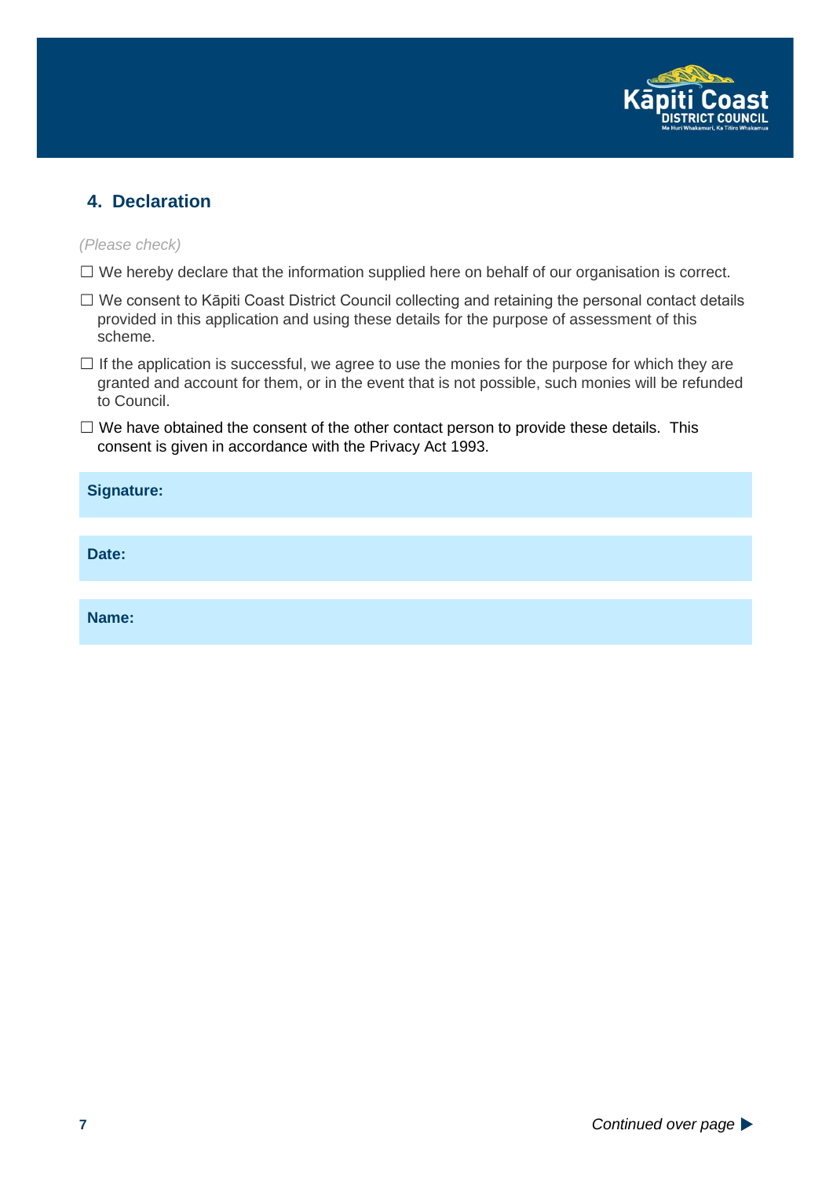## 4. Declaration

*(Please check)*

☐ We hereby declare that the information supplied here on behalf of our organisation is correct.

☐ We consent to Kāpiti Coast District Council collecting and retaining the personal contact details provided in this application and using these details for the purpose of assessment of this scheme.

☐ If the application is successful, we agree to use the monies for the purpose for which they are granted and account for them, or in the event that is not possible, such monies will be refunded to Council.

☐ We have obtained the consent of the other contact person to provide these details. This consent is given in accordance with the Privacy Act 1993.

| **Signature:** |
|---|

| **Date:** |
|---|

| **Name:** |
|---|

*Continued over page* ▶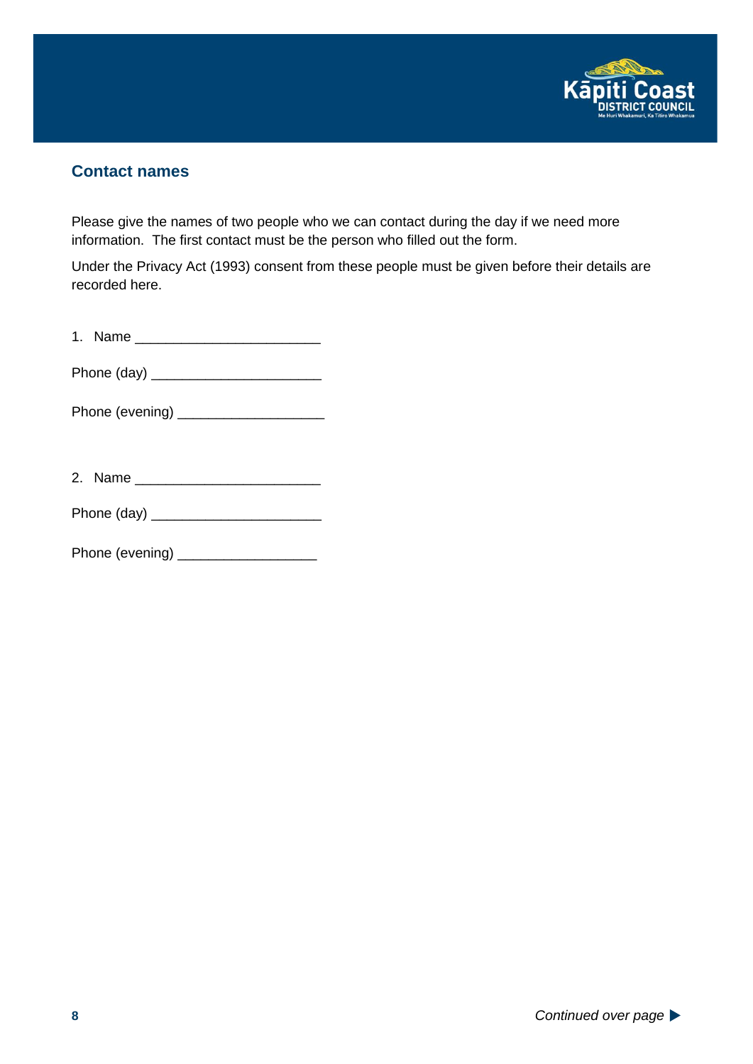## Contact names

Please give the names of two people who we can contact during the day if we need more information. The first contact must be the person who filled out the form.

Under the Privacy Act (1993) consent from these people must be given before their details are recorded here.

1. Name ________________________

Phone (day) ______________________

Phone (evening) ___________________

2. Name ________________________

Phone (day) ______________________

Phone (evening) __________________

*Continued over page* ▶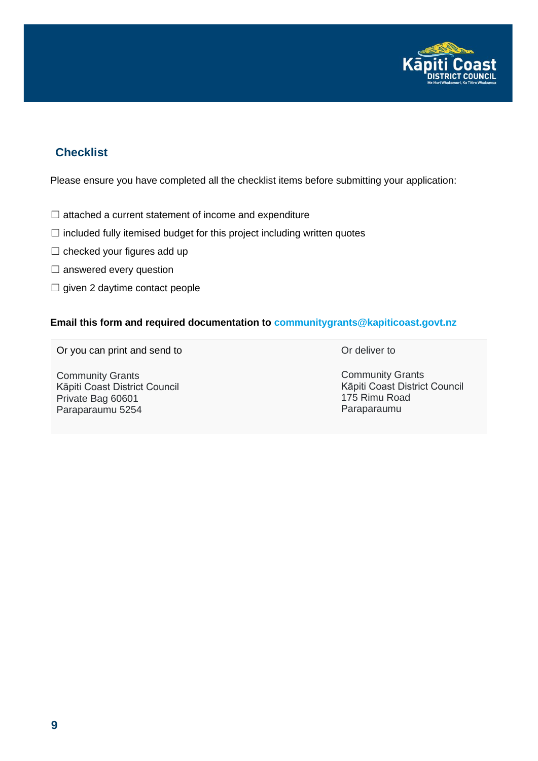## Checklist

Please ensure you have completed all the checklist items before submitting your application:

☐ attached a current statement of income and expenditure

☐ included fully itemised budget for this project including written quotes

☐ checked your figures add up

☐ answered every question

☐ given 2 daytime contact people

**Email this form and required documentation to communitygrants@kapiticoast.govt.nz**

Or you can print and send to

Community Grants
Kāpiti Coast District Council
Private Bag 60601
Paraparaumu 5254

Or deliver to

Community Grants
Kāpiti Coast District Council
175 Rimu Road
Paraparaumu